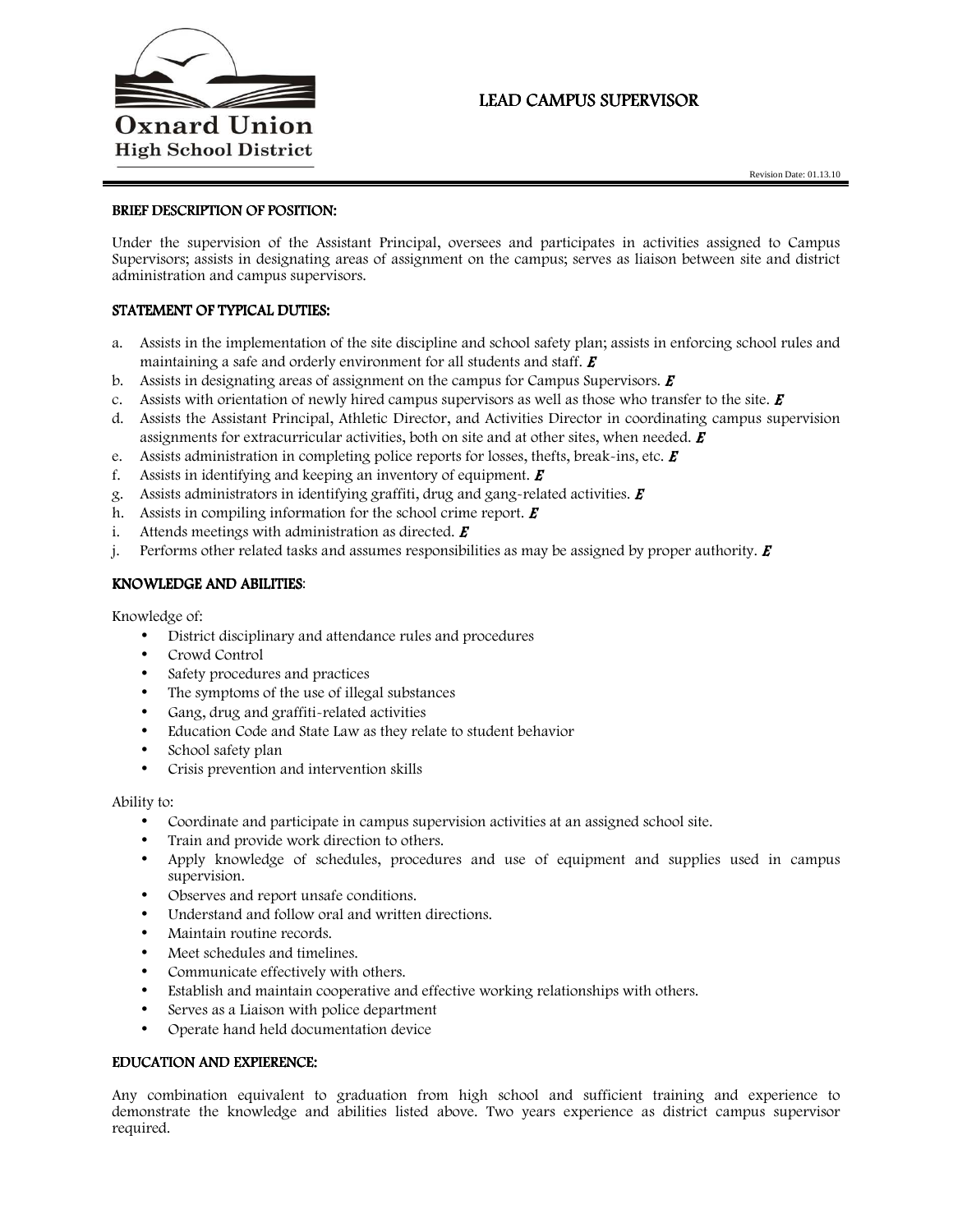Oxnard Union High School District

# LEAD CAMPUS SUPERVISOR

Revision Date: 01.13.10

## BRIEF DESCRIPTION OF POSITION:

Under the supervision of the Assistant Principal, oversees and participates in activities assigned to Campus Supervisors; assists in designating areas of assignment on the campus; serves as liaison between site and district administration and campus supervisors.

## STATEMENT OF TYPICAL DUTIES:

a. Assists in the implementation of the site discipline and school safety plan; assists in enforcing school rules and maintaining a safe and orderly environment for all students and staff. ***E***
b. Assists in designating areas of assignment on the campus for Campus Supervisors. ***E***
c. Assists with orientation of newly hired campus supervisors as well as those who transfer to the site. ***E***
d. Assists the Assistant Principal, Athletic Director, and Activities Director in coordinating campus supervision assignments for extracurricular activities, both on site and at other sites, when needed. ***E***
e. Assists administration in completing police reports for losses, thefts, break-ins, etc. ***E***
f. Assists in identifying and keeping an inventory of equipment. ***E***
g. Assists administrators in identifying graffiti, drug and gang-related activities. ***E***
h. Assists in compiling information for the school crime report. ***E***
i. Attends meetings with administration as directed. ***E***
j. Performs other related tasks and assumes responsibilities as may be assigned by proper authority. ***E***

## KNOWLEDGE AND ABILITIES:

Knowledge of:

- District disciplinary and attendance rules and procedures
- Crowd Control
- Safety procedures and practices
- The symptoms of the use of illegal substances
- Gang, drug and graffiti-related activities
- Education Code and State Law as they relate to student behavior
- School safety plan
- Crisis prevention and intervention skills

Ability to:

- Coordinate and participate in campus supervision activities at an assigned school site.
- Train and provide work direction to others.
- Apply knowledge of schedules, procedures and use of equipment and supplies used in campus supervision.
- Observes and report unsafe conditions.
- Understand and follow oral and written directions.
- Maintain routine records.
- Meet schedules and timelines.
- Communicate effectively with others.
- Establish and maintain cooperative and effective working relationships with others.
- Serves as a Liaison with police department
- Operate hand held documentation device

## EDUCATION AND EXPIERENCE:

Any combination equivalent to graduation from high school and sufficient training and experience to demonstrate the knowledge and abilities listed above. Two years experience as district campus supervisor required.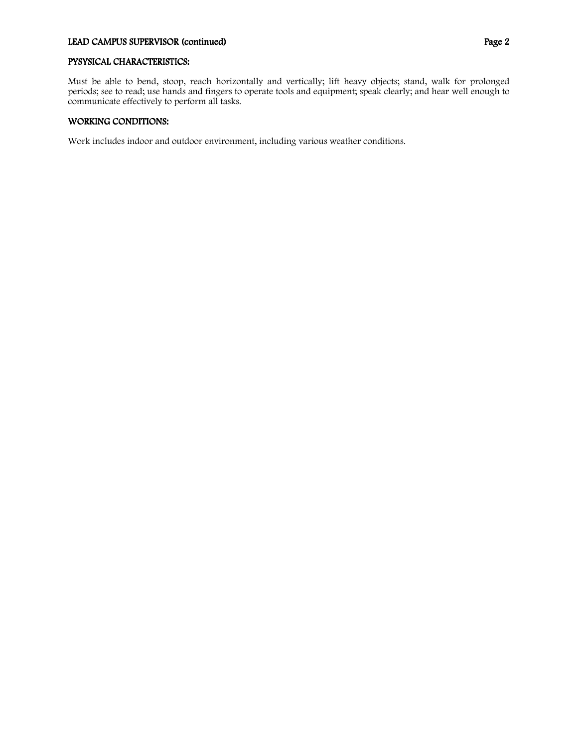**PYSYSICAL CHARACTERISTICS:**

Must be able to bend, stoop, reach horizontally and vertically; lift heavy objects; stand, walk for prolonged periods; see to read; use hands and fingers to operate tools and equipment; speak clearly; and hear well enough to communicate effectively to perform all tasks.

**WORKING CONDITIONS:**

Work includes indoor and outdoor environment, including various weather conditions.